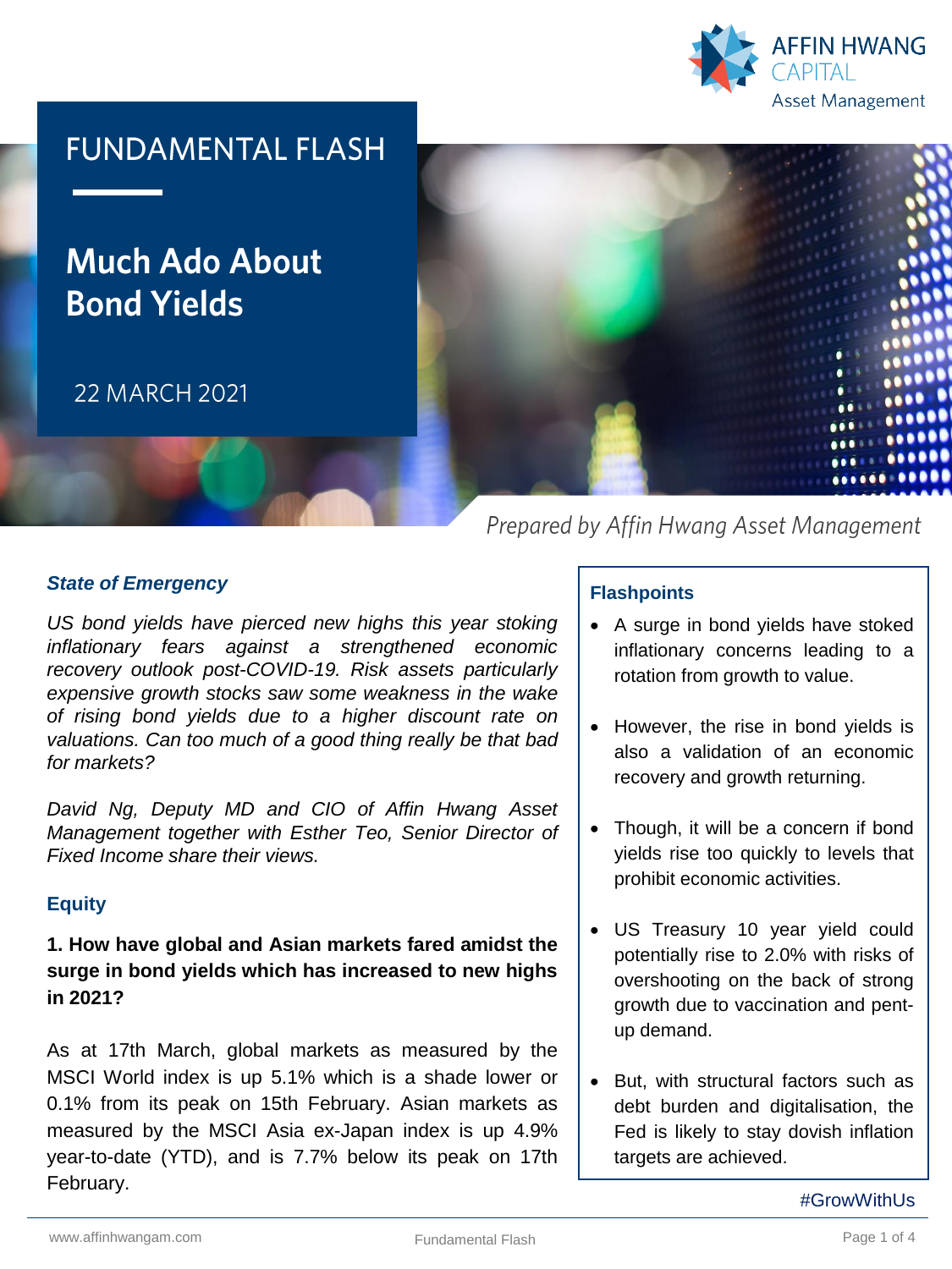FUNDAMENTAL FLASH

# Much Ado About Bond Yields

22 MARCH 2021

*Prepared by Affin Hwang Asset Management*

### *State of Emergency*

*US bond yields have pierced new highs this year stoking inflationary fears against a strengthened economic recovery outlook post-COVID-19. Risk assets particularly expensive growth stocks saw some weakness in the wake of rising bond yields due to a higher discount rate on valuations. Can too much of a good thing really be that bad for markets?*

*David Ng, Deputy MD and CIO of Affin Hwang Asset Management together with Esther Teo, Senior Director of Fixed Income share their views.*

### Equity

**1. How have global and Asian markets fared amidst the surge in bond yields which has increased to new highs in 2021?**

As at 17th March, global markets as measured by the MSCI World index is up 5.1% which is a shade lower or 0.1% from its peak on 15th February. Asian markets as measured by the MSCI Asia ex-Japan index is up 4.9% year-to-date (YTD), and is 7.7% below its peak on 17th February.

### Flashpoints

- A surge in bond yields have stoked inflationary concerns leading to a rotation from growth to value.
- However, the rise in bond yields is also a validation of an economic recovery and growth returning.
- Though, it will be a concern if bond yields rise too quickly to levels that prohibit economic activities.
- US Treasury 10 year yield could potentially rise to 2.0% with risks of overshooting on the back of strong growth due to vaccination and pent-up demand.
- But, with structural factors such as debt burden and digitalisation, the Fed is likely to stay dovish inflation targets are achieved.

#GrowWithUs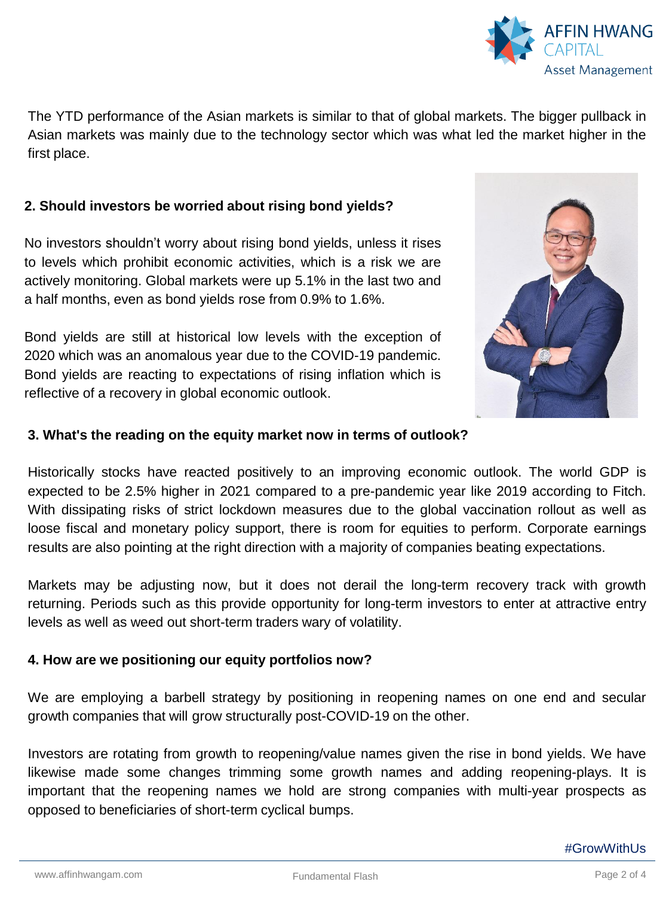The YTD performance of the Asian markets is similar to that of global markets. The bigger pullback in Asian markets was mainly due to the technology sector which was what led the market higher in the first place.

**2. Should investors be worried about rising bond yields?**

No investors shouldn't worry about rising bond yields, unless it rises to levels which prohibit economic activities, which is a risk we are actively monitoring. Global markets were up 5.1% in the last two and a half months, even as bond yields rose from 0.9% to 1.6%.

Bond yields are still at historical low levels with the exception of 2020 which was an anomalous year due to the COVID-19 pandemic. Bond yields are reacting to expectations of rising inflation which is reflective of a recovery in global economic outlook.

**3. What's the reading on the equity market now in terms of outlook?**

Historically stocks have reacted positively to an improving economic outlook. The world GDP is expected to be 2.5% higher in 2021 compared to a pre-pandemic year like 2019 according to Fitch. With dissipating risks of strict lockdown measures due to the global vaccination rollout as well as loose fiscal and monetary policy support, there is room for equities to perform. Corporate earnings results are also pointing at the right direction with a majority of companies beating expectations.

Markets may be adjusting now, but it does not derail the long-term recovery track with growth returning. Periods such as this provide opportunity for long-term investors to enter at attractive entry levels as well as weed out short-term traders wary of volatility.

**4. How are we positioning our equity portfolios now?**

We are employing a barbell strategy by positioning in reopening names on one end and secular growth companies that will grow structurally post-COVID-19 on the other.

Investors are rotating from growth to reopening/value names given the rise in bond yields. We have likewise made some changes trimming some growth names and adding reopening-plays. It is important that the reopening names we hold are strong companies with multi-year prospects as opposed to beneficiaries of short-term cyclical bumps.

#GrowWithUs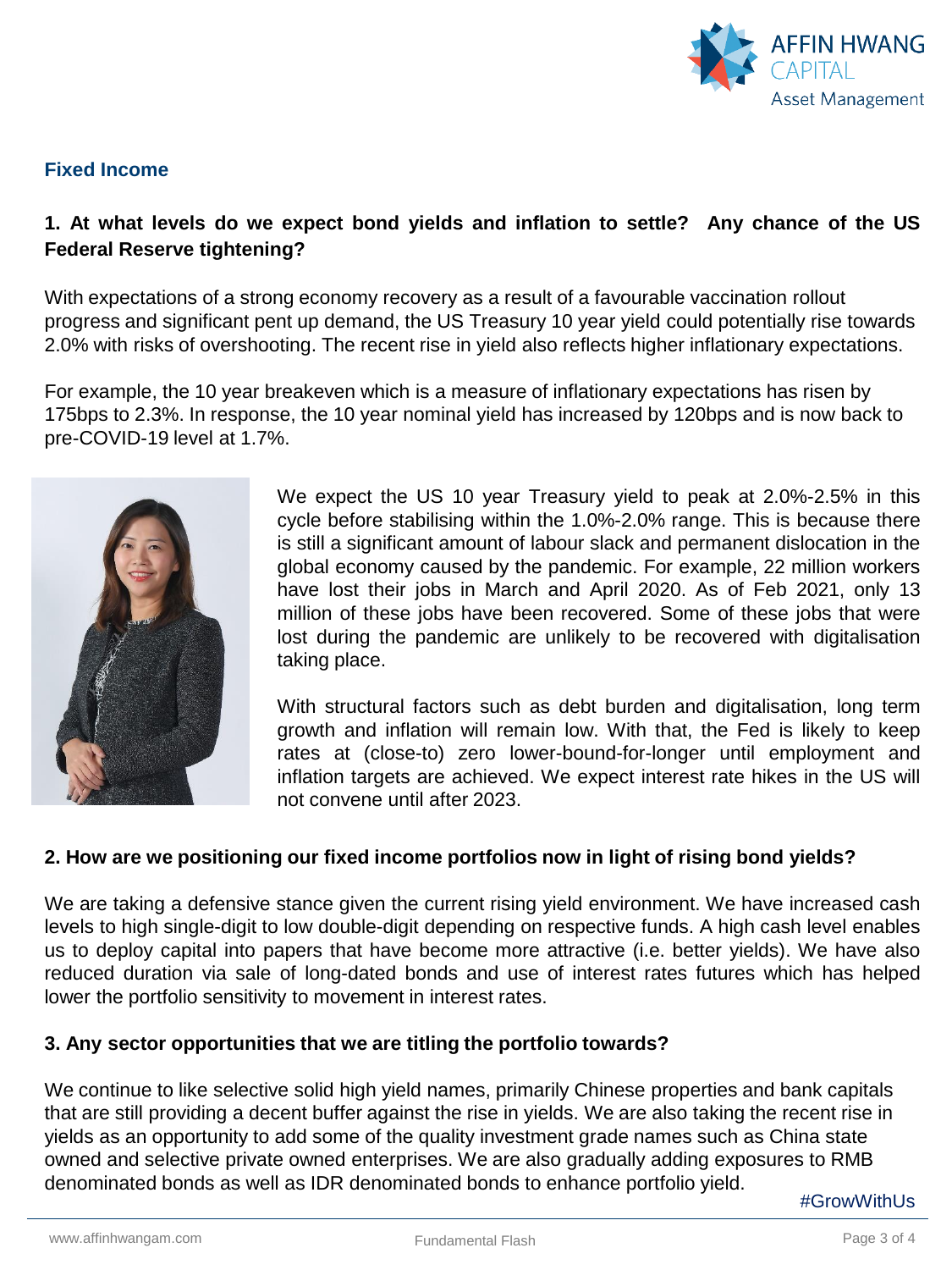## Fixed Income

### 1. At what levels do we expect bond yields and inflation to settle? Any chance of the US Federal Reserve tightening?

With expectations of a strong economy recovery as a result of a favourable vaccination rollout progress and significant pent up demand, the US Treasury 10 year yield could potentially rise towards 2.0% with risks of overshooting. The recent rise in yield also reflects higher inflationary expectations.

For example, the 10 year breakeven which is a measure of inflationary expectations has risen by 175bps to 2.3%. In response, the 10 year nominal yield has increased by 120bps and is now back to pre-COVID-19 level at 1.7%.

We expect the US 10 year Treasury yield to peak at 2.0%-2.5% in this cycle before stabilising within the 1.0%-2.0% range. This is because there is still a significant amount of labour slack and permanent dislocation in the global economy caused by the pandemic. For example, 22 million workers have lost their jobs in March and April 2020. As of Feb 2021, only 13 million of these jobs have been recovered. Some of these jobs that were lost during the pandemic are unlikely to be recovered with digitalisation taking place.

With structural factors such as debt burden and digitalisation, long term growth and inflation will remain low. With that, the Fed is likely to keep rates at (close-to) zero lower-bound-for-longer until employment and inflation targets are achieved. We expect interest rate hikes in the US will not convene until after 2023.

### 2. How are we positioning our fixed income portfolios now in light of rising bond yields?

We are taking a defensive stance given the current rising yield environment. We have increased cash levels to high single-digit to low double-digit depending on respective funds. A high cash level enables us to deploy capital into papers that have become more attractive (i.e. better yields). We have also reduced duration via sale of long-dated bonds and use of interest rates futures which has helped lower the portfolio sensitivity to movement in interest rates.

### 3. Any sector opportunities that we are titling the portfolio towards?

We continue to like selective solid high yield names, primarily Chinese properties and bank capitals that are still providing a decent buffer against the rise in yields. We are also taking the recent rise in yields as an opportunity to add some of the quality investment grade names such as China state owned and selective private owned enterprises. We are also gradually adding exposures to RMB denominated bonds as well as IDR denominated bonds to enhance portfolio yield.

#GrowWithUs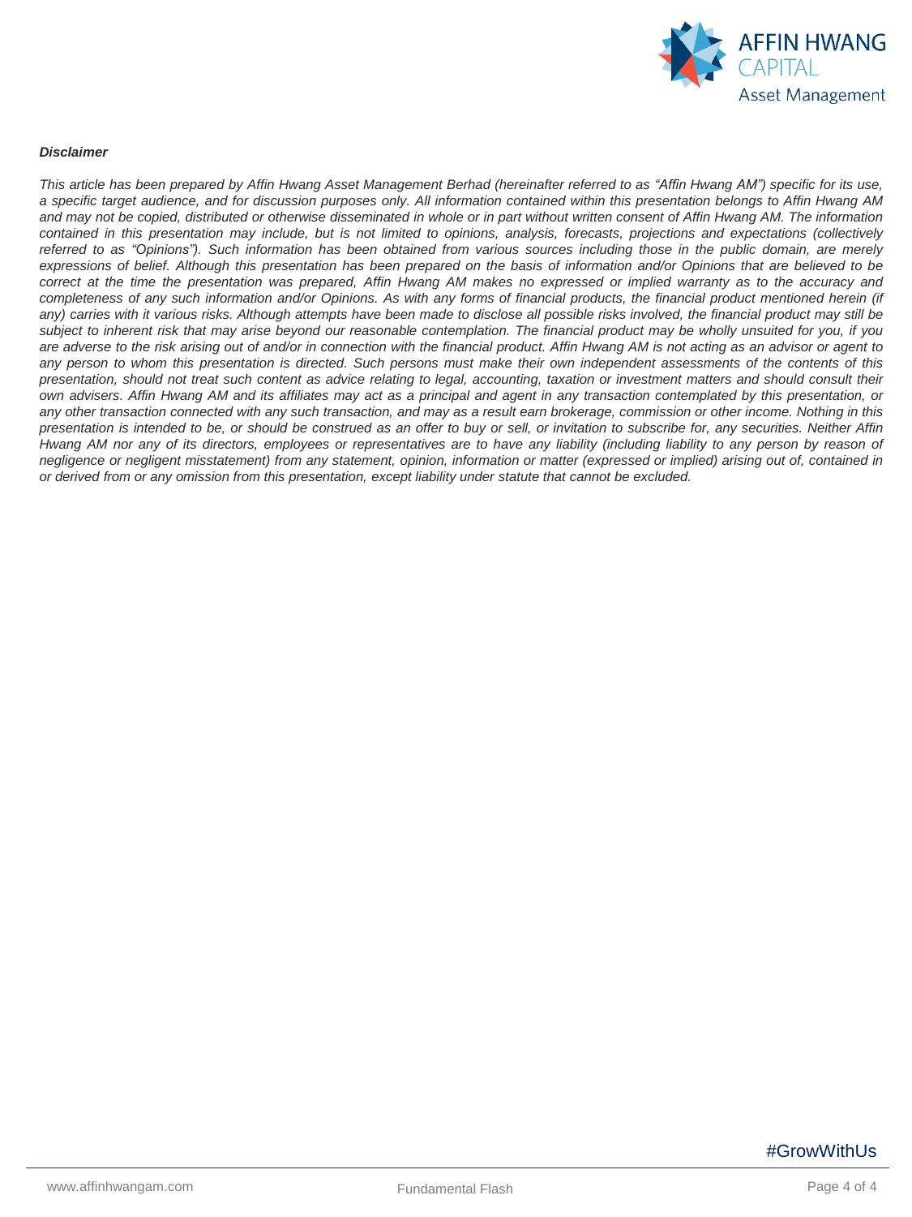***Disclaimer***

*This article has been prepared by Affin Hwang Asset Management Berhad (hereinafter referred to as "Affin Hwang AM") specific for its use, a specific target audience, and for discussion purposes only. All information contained within this presentation belongs to Affin Hwang AM and may not be copied, distributed or otherwise disseminated in whole or in part without written consent of Affin Hwang AM. The information contained in this presentation may include, but is not limited to opinions, analysis, forecasts, projections and expectations (collectively referred to as "Opinions"). Such information has been obtained from various sources including those in the public domain, are merely expressions of belief. Although this presentation has been prepared on the basis of information and/or Opinions that are believed to be correct at the time the presentation was prepared, Affin Hwang AM makes no expressed or implied warranty as to the accuracy and completeness of any such information and/or Opinions. As with any forms of financial products, the financial product mentioned herein (if any) carries with it various risks. Although attempts have been made to disclose all possible risks involved, the financial product may still be subject to inherent risk that may arise beyond our reasonable contemplation. The financial product may be wholly unsuited for you, if you are adverse to the risk arising out of and/or in connection with the financial product. Affin Hwang AM is not acting as an advisor or agent to any person to whom this presentation is directed. Such persons must make their own independent assessments of the contents of this presentation, should not treat such content as advice relating to legal, accounting, taxation or investment matters and should consult their own advisers. Affin Hwang AM and its affiliates may act as a principal and agent in any transaction contemplated by this presentation, or any other transaction connected with any such transaction, and may as a result earn brokerage, commission or other income. Nothing in this presentation is intended to be, or should be construed as an offer to buy or sell, or invitation to subscribe for, any securities. Neither Affin Hwang AM nor any of its directors, employees or representatives are to have any liability (including liability to any person by reason of negligence or negligent misstatement) from any statement, opinion, information or matter (expressed or implied) arising out of, contained in or derived from or any omission from this presentation, except liability under statute that cannot be excluded.*

#GrowWithUs